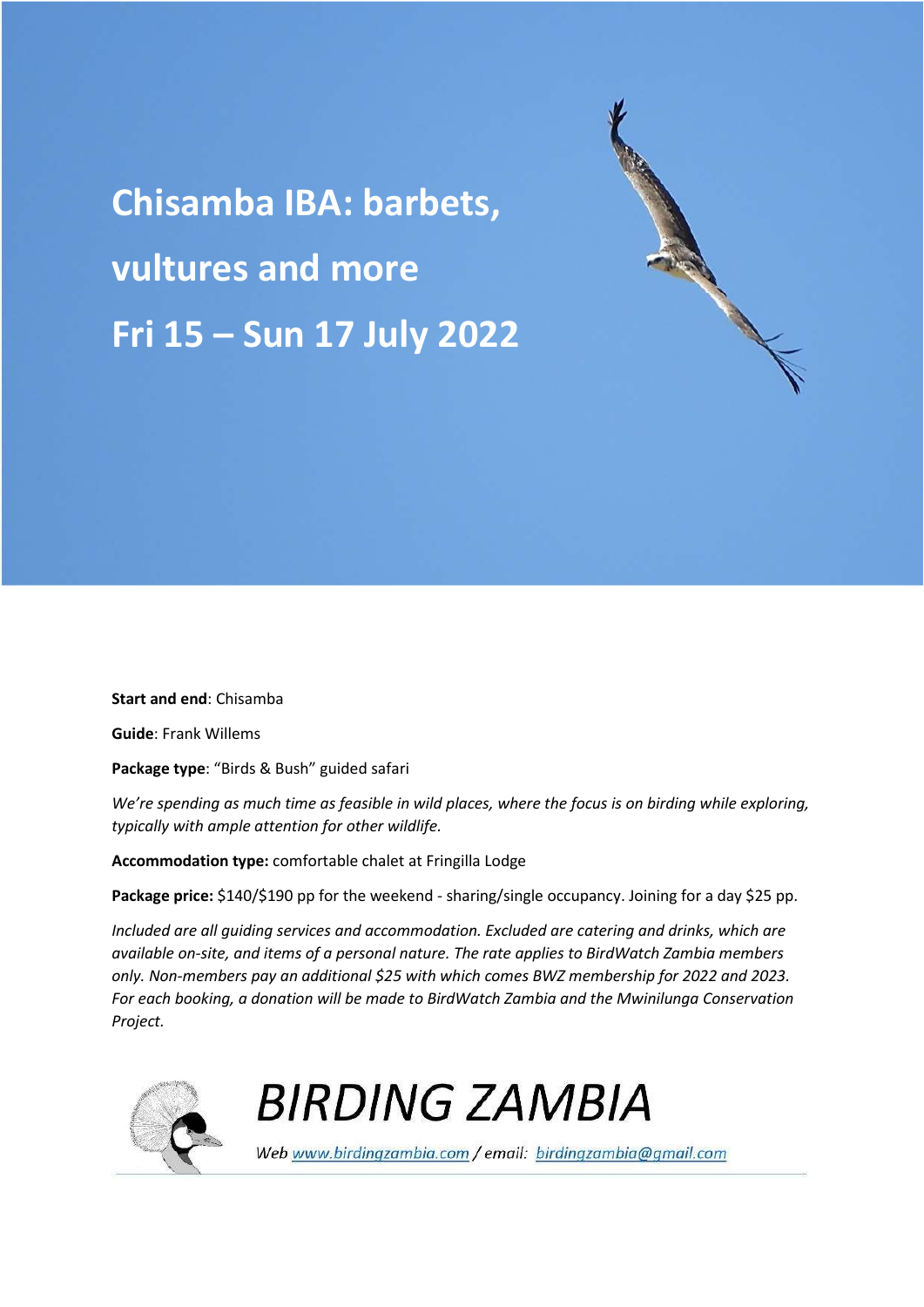# Chisamba IBA: barbets, vultures and more

# Fri 15 – Sun 17 July 2022

**Start and end**: Chisamba

**Guide**: Frank Willems

**Package type**: "Birds & Bush" guided safari

*We're spending as much time as feasible in wild places, where the focus is on birding while exploring, typically with ample attention for other wildlife.*

**Accommodation type:** comfortable chalet at Fringilla Lodge

**Package price:** $140/$190 pp for the weekend - sharing/single occupancy. Joining for a day $25 pp.

*Included are all guiding services and accommodation. Excluded are catering and drinks, which are available on-site, and items of a personal nature. The rate applies to BirdWatch Zambia members only. Non-members pay an additional $25 with which comes BWZ membership for 2022 and 2023. For each booking, a donation will be made to BirdWatch Zambia and the Mwinilunga Conservation Project.*

BIRDING ZAMBIA

*Web www.birdingzambia.com / email: birdingzambia@gmail.com*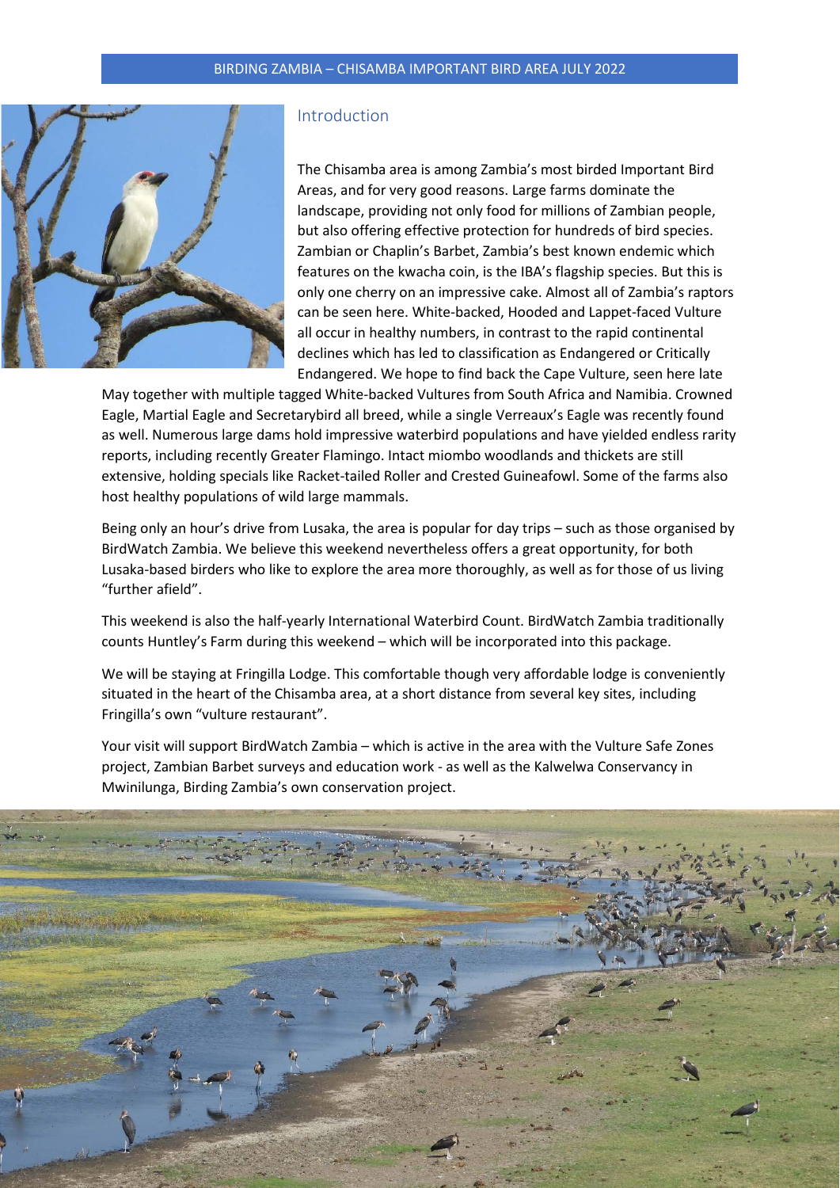## Introduction

The Chisamba area is among Zambia's most birded Important Bird Areas, and for very good reasons. Large farms dominate the landscape, providing not only food for millions of Zambian people, but also offering effective protection for hundreds of bird species. Zambian or Chaplin's Barbet, Zambia's best known endemic which features on the kwacha coin, is the IBA's flagship species. But this is only one cherry on an impressive cake. Almost all of Zambia's raptors can be seen here. White-backed, Hooded and Lappet-faced Vulture all occur in healthy numbers, in contrast to the rapid continental declines which has led to classification as Endangered or Critically Endangered. We hope to find back the Cape Vulture, seen here late May together with multiple tagged White-backed Vultures from South Africa and Namibia. Crowned Eagle, Martial Eagle and Secretarybird all breed, while a single Verreaux's Eagle was recently found as well. Numerous large dams hold impressive waterbird populations and have yielded endless rarity reports, including recently Greater Flamingo. Intact miombo woodlands and thickets are still extensive, holding specials like Racket-tailed Roller and Crested Guineafowl. Some of the farms also host healthy populations of wild large mammals.

Being only an hour's drive from Lusaka, the area is popular for day trips – such as those organised by BirdWatch Zambia. We believe this weekend nevertheless offers a great opportunity, for both Lusaka-based birders who like to explore the area more thoroughly, as well as for those of us living "further afield".

This weekend is also the half-yearly International Waterbird Count. BirdWatch Zambia traditionally counts Huntley's Farm during this weekend – which will be incorporated into this package.

We will be staying at Fringilla Lodge. This comfortable though very affordable lodge is conveniently situated in the heart of the Chisamba area, at a short distance from several key sites, including Fringilla's own "vulture restaurant".

Your visit will support BirdWatch Zambia – which is active in the area with the Vulture Safe Zones project, Zambian Barbet surveys and education work - as well as the Kalwelwa Conservancy in Mwinilunga, Birding Zambia's own conservation project.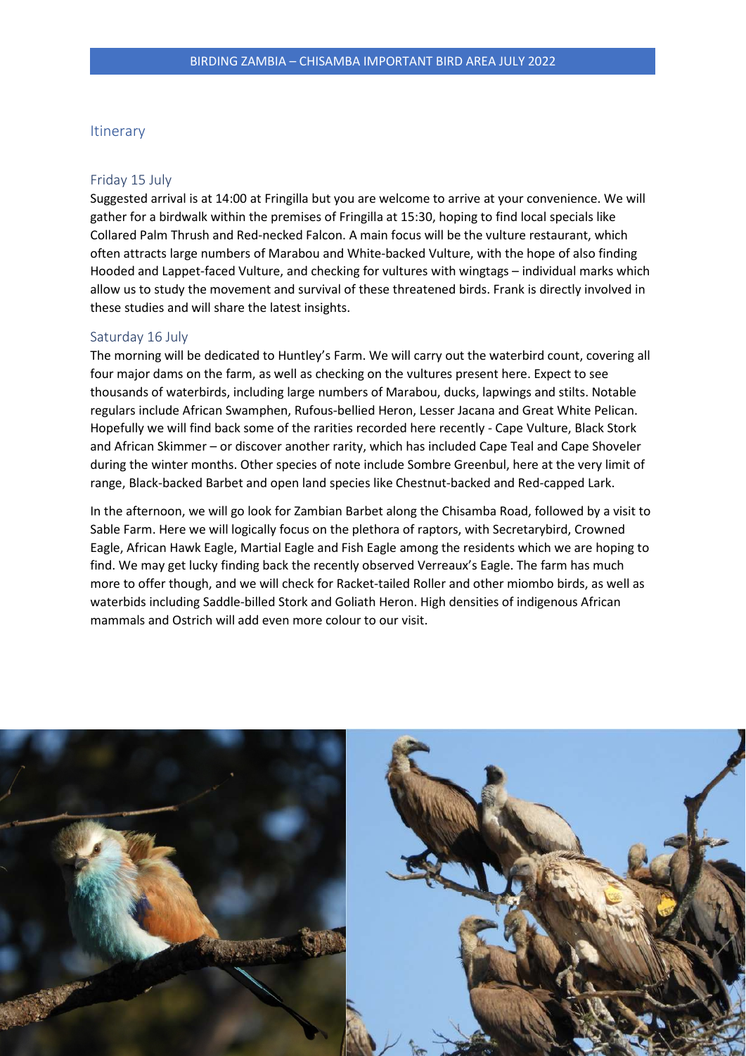## Itinerary

### Friday 15 July

Suggested arrival is at 14:00 at Fringilla but you are welcome to arrive at your convenience. We will gather for a birdwalk within the premises of Fringilla at 15:30, hoping to find local specials like Collared Palm Thrush and Red-necked Falcon. A main focus will be the vulture restaurant, which often attracts large numbers of Marabou and White-backed Vulture, with the hope of also finding Hooded and Lappet-faced Vulture, and checking for vultures with wingtags – individual marks which allow us to study the movement and survival of these threatened birds. Frank is directly involved in these studies and will share the latest insights.

### Saturday 16 July

The morning will be dedicated to Huntley's Farm. We will carry out the waterbird count, covering all four major dams on the farm, as well as checking on the vultures present here. Expect to see thousands of waterbirds, including large numbers of Marabou, ducks, lapwings and stilts. Notable regulars include African Swamphen, Rufous-bellied Heron, Lesser Jacana and Great White Pelican. Hopefully we will find back some of the rarities recorded here recently - Cape Vulture, Black Stork and African Skimmer – or discover another rarity, which has included Cape Teal and Cape Shoveler during the winter months. Other species of note include Sombre Greenbul, here at the very limit of range, Black-backed Barbet and open land species like Chestnut-backed and Red-capped Lark.

In the afternoon, we will go look for Zambian Barbet along the Chisamba Road, followed by a visit to Sable Farm. Here we will logically focus on the plethora of raptors, with Secretarybird, Crowned Eagle, African Hawk Eagle, Martial Eagle and Fish Eagle among the residents which we are hoping to find. We may get lucky finding back the recently observed Verreaux's Eagle. The farm has much more to offer though, and we will check for Racket-tailed Roller and other miombo birds, as well as waterbids including Saddle-billed Stork and Goliath Heron. High densities of indigenous African mammals and Ostrich will add even more colour to our visit.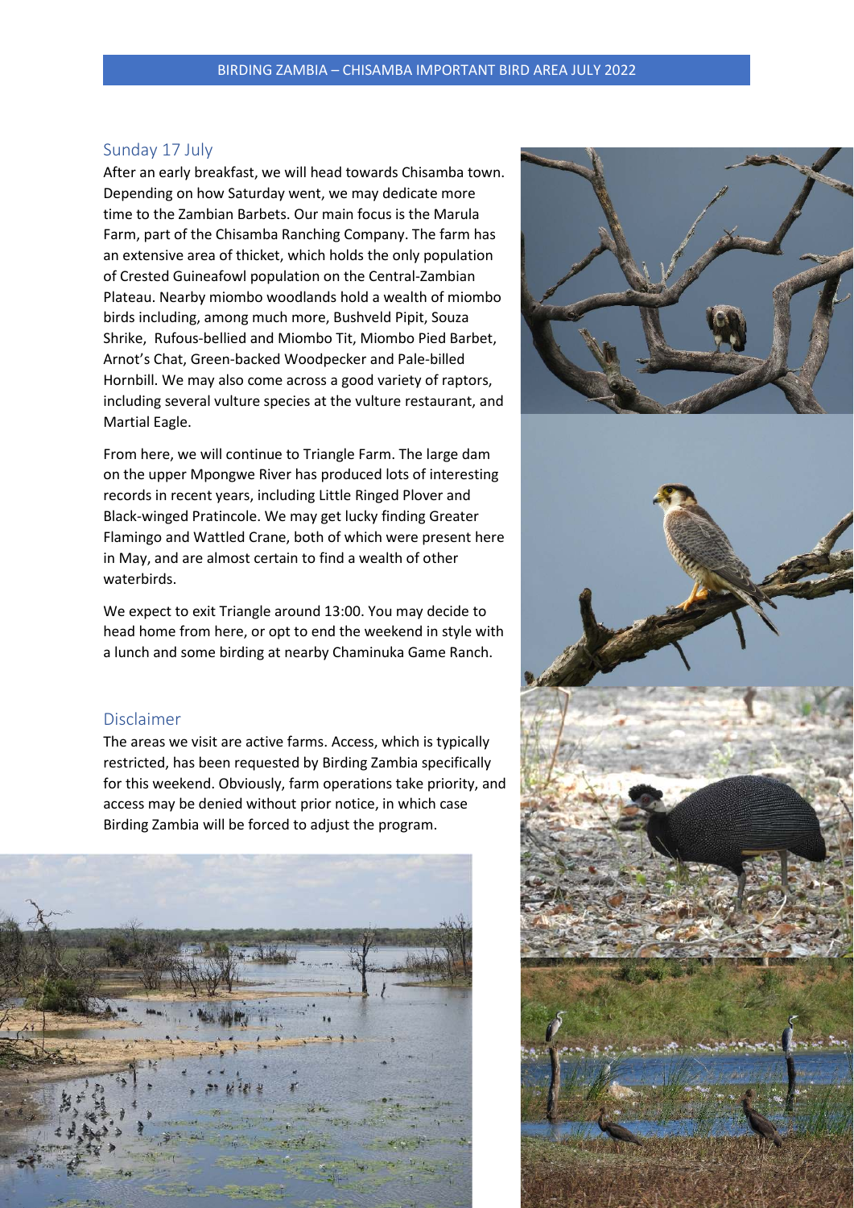## Sunday 17 July

After an early breakfast, we will head towards Chisamba town. Depending on how Saturday went, we may dedicate more time to the Zambian Barbets. Our main focus is the Marula Farm, part of the Chisamba Ranching Company. The farm has an extensive area of thicket, which holds the only population of Crested Guineafowl population on the Central-Zambian Plateau. Nearby miombo woodlands hold a wealth of miombo birds including, among much more, Bushveld Pipit, Souza Shrike, Rufous-bellied and Miombo Tit, Miombo Pied Barbet, Arnot's Chat, Green-backed Woodpecker and Pale-billed Hornbill. We may also come across a good variety of raptors, including several vulture species at the vulture restaurant, and Martial Eagle.

From here, we will continue to Triangle Farm. The large dam on the upper Mpongwe River has produced lots of interesting records in recent years, including Little Ringed Plover and Black-winged Pratincole. We may get lucky finding Greater Flamingo and Wattled Crane, both of which were present here in May, and are almost certain to find a wealth of other waterbirds.

We expect to exit Triangle around 13:00. You may decide to head home from here, or opt to end the weekend in style with a lunch and some birding at nearby Chaminuka Game Ranch.

## Disclaimer

The areas we visit are active farms. Access, which is typically restricted, has been requested by Birding Zambia specifically for this weekend. Obviously, farm operations take priority, and access may be denied without prior notice, in which case Birding Zambia will be forced to adjust the program.